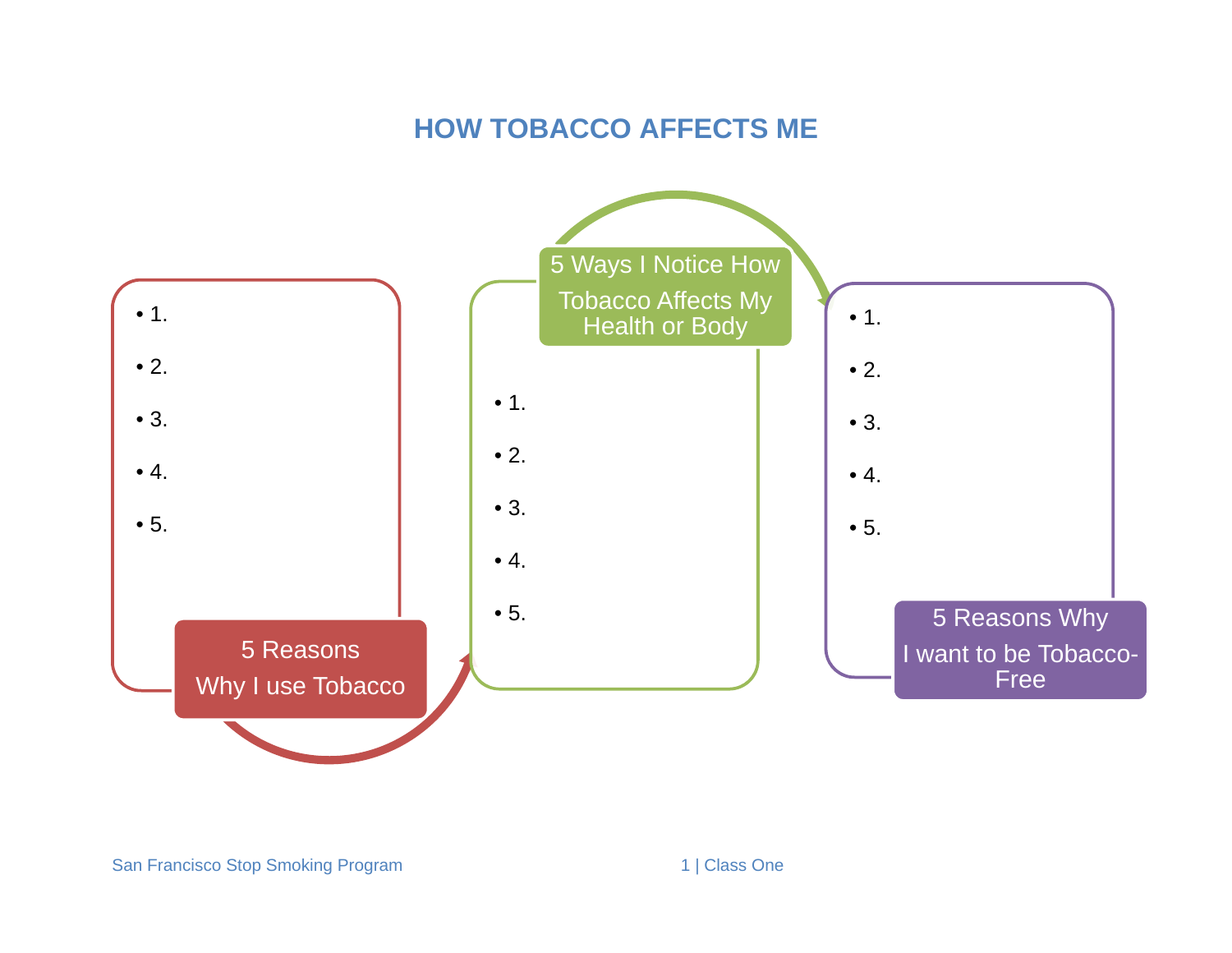# HOW TOBACCO AFFECTS ME

## 5 Reasons Why I use Tobacco

- 1.
- 2.
- 3.
- 4.
- 5.

## 5 Ways I Notice How Tobacco Affects My Health or Body

- 1.
- 2.
- 3.
- 4.
- 5.

## 5 Reasons Why I want to be Tobacco-Free

- 1.
- 2.
- 3.
- 4.
- 5.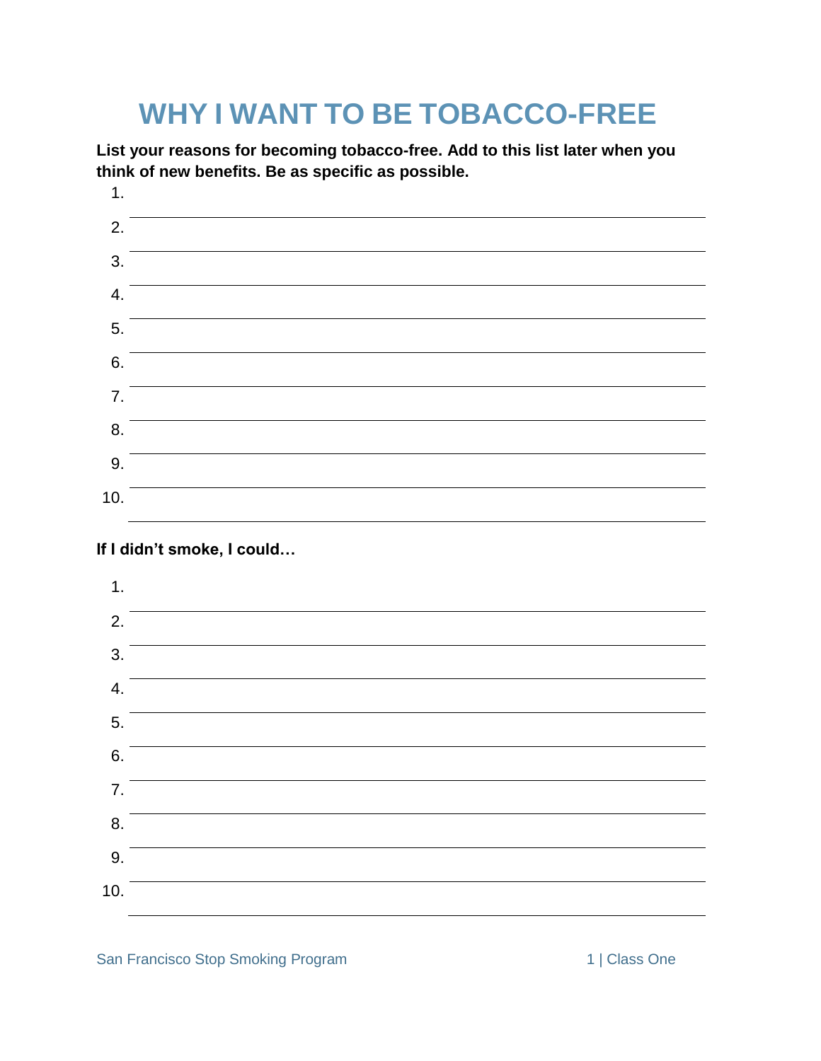# WHY I WANT TO BE TOBACCO-FREE

**List your reasons for becoming tobacco-free. Add to this list later when you think of new benefits. Be as specific as possible.**

1. ______________________________
2. ______________________________
3. ______________________________
4. ______________________________
5. ______________________________
6. ______________________________
7. ______________________________
8. ______________________________
9. ______________________________
10. ______________________________

**If I didn't smoke, I could…**

1. ______________________________
2. ______________________________
3. ______________________________
4. ______________________________
5. ______________________________
6. ______________________________
7. ______________________________
8. ______________________________
9. ______________________________
10. ______________________________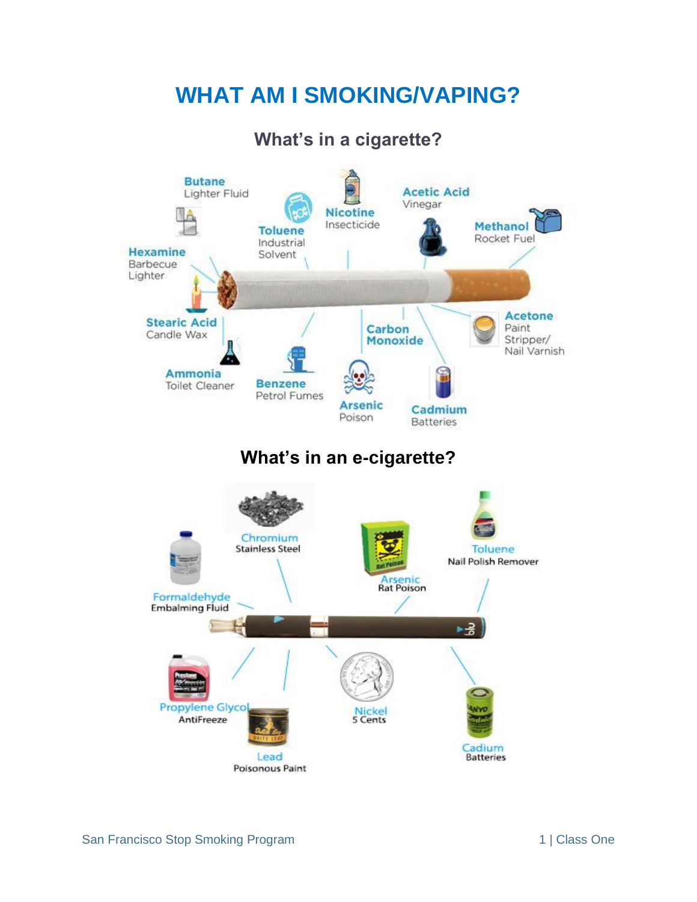# WHAT AM I SMOKING/VAPING?

## What's in a cigarette?

Butane
Lighter Fluid

Nicotine
Insecticide

Acetic Acid
Vinegar

Toluene
Industrial Solvent

Methanol
Rocket Fuel

Hexamine
Barbecue Lighter

Stearic Acid
Candle Wax

Carbon Monoxide

Acetone
Paint Stripper/ Nail Varnish

Ammonia
Toilet Cleaner

Benzene
Petrol Fumes

Arsenic
Poison

Cadmium
Batteries

## What's in an e-cigarette?

Chromium
Stainless Steel

Toluene
Nail Polish Remover

Arsenic
Rat Poison

Formaldehyde
Embalming Fluid

Propylene Glycol
AntiFreeze

Nickel
5 Cents

Cadium
Batteries

Lead
Poisonous Paint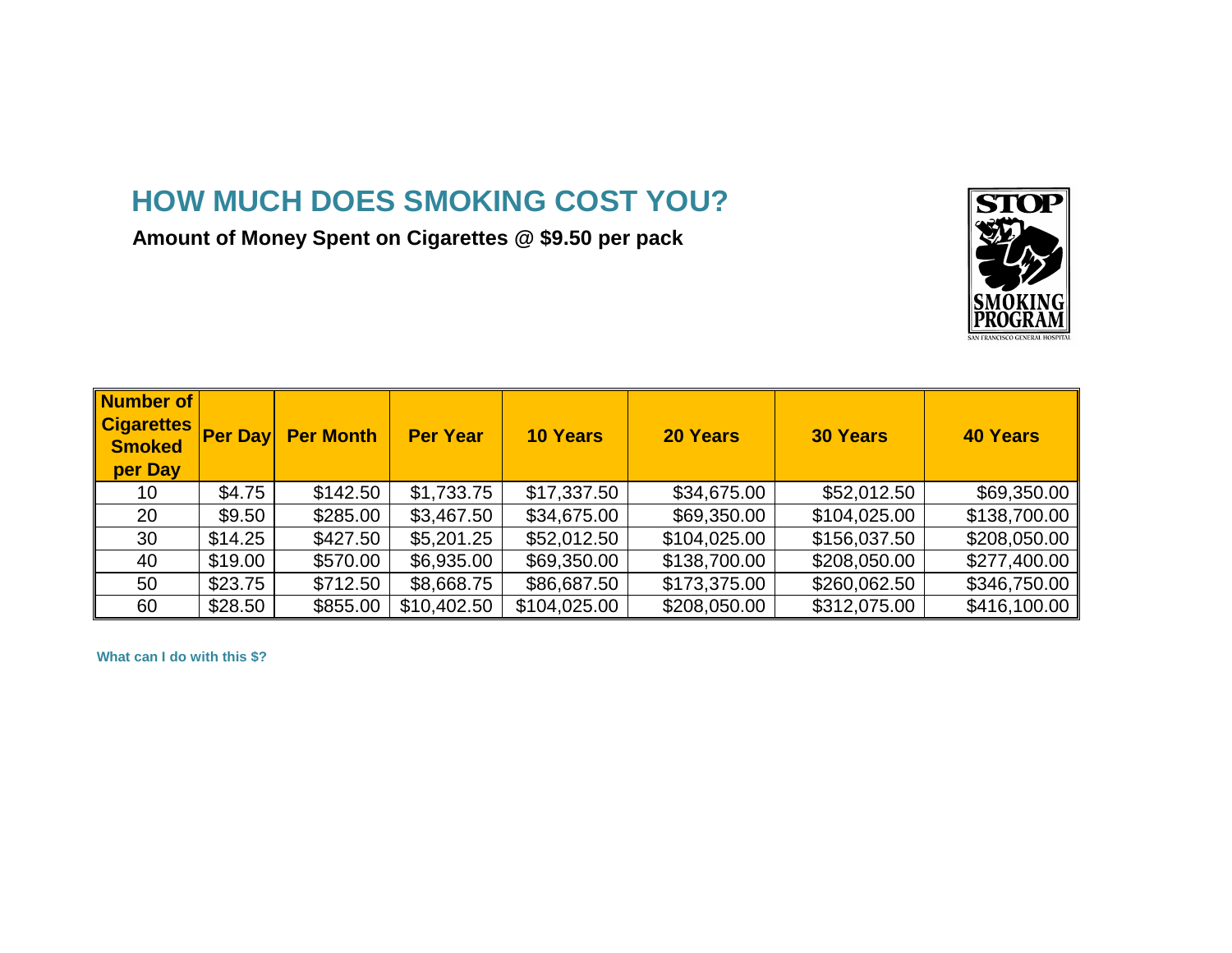# HOW MUCH DOES SMOKING COST YOU?

**Amount of Money Spent on Cigarettes @ $9.50 per pack**

STOP SMOKING PROGRAM
SAN FRANCISCO GENERAL HOSPITAL

| Number of Cigarettes Smoked per Day | Per Day | Per Month | Per Year | 10 Years | 20 Years | 30 Years | 40 Years |
|---|---|---|---|---|---|---|---|
| 10 | $4.75 | $142.50 | $1,733.75 | $17,337.50 | $34,675.00 | $52,012.50 | $69,350.00 |
| 20 | $9.50 | $285.00 | $3,467.50 | $34,675.00 | $69,350.00 | $104,025.00 | $138,700.00 |
| 30 | $14.25 | $427.50 | $5,201.25 | $52,012.50 | $104,025.00 | $156,037.50 | $208,050.00 |
| 40 | $19.00 | $570.00 | $6,935.00 | $69,350.00 | $138,700.00 | $208,050.00 | $277,400.00 |
| 50 | $23.75 | $712.50 | $8,668.75 | $86,687.50 | $173,375.00 | $260,062.50 | $346,750.00 |
| 60 | $28.50 | $855.00 | $10,402.50 | $104,025.00 | $208,050.00 | $312,075.00 | $416,100.00 |

**What can I do with this $?**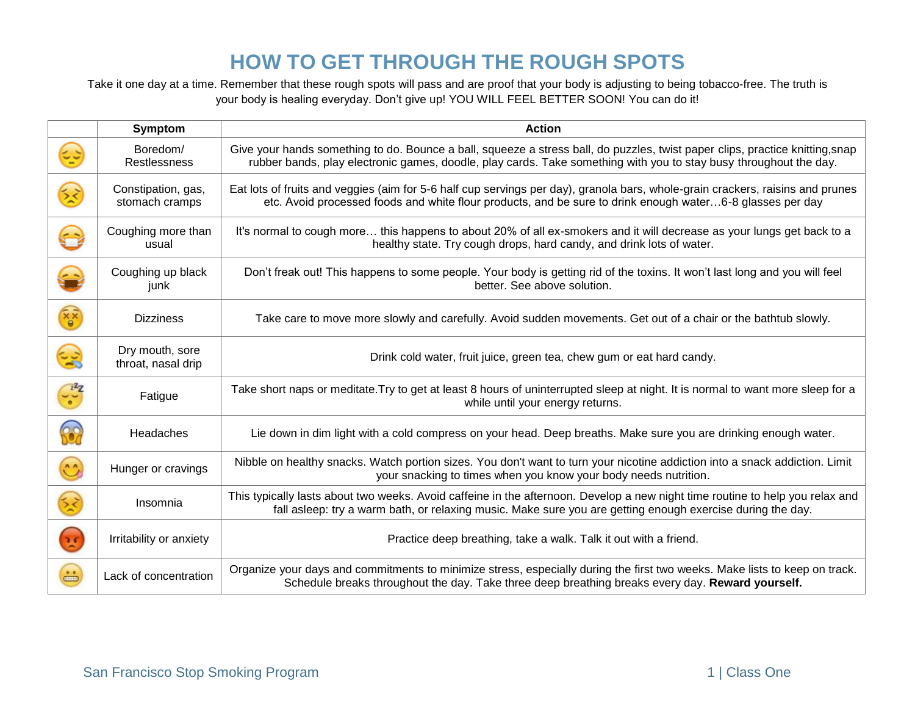# HOW TO GET THROUGH THE ROUGH SPOTS

Take it one day at a time. Remember that these rough spots will pass and are proof that your body is adjusting to being tobacco-free. The truth is your body is healing everyday. Don't give up! YOU WILL FEEL BETTER SOON! You can do it!

| | Symptom | Action |
|---|---|---|
| | Boredom/ Restlessness | Give your hands something to do. Bounce a ball, squeeze a stress ball, do puzzles, twist paper clips, practice knitting,snap rubber bands, play electronic games, doodle, play cards. Take something with you to stay busy throughout the day. |
| | Constipation, gas, stomach cramps | Eat lots of fruits and veggies (aim for 5-6 half cup servings per day), granola bars, whole-grain crackers, raisins and prunes etc. Avoid processed foods and white flour products, and be sure to drink enough water…6-8 glasses per day |
| | Coughing more than usual | It's normal to cough more… this happens to about 20% of all ex-smokers and it will decrease as your lungs get back to a healthy state. Try cough drops, hard candy, and drink lots of water. |
| | Coughing up black junk | Don't freak out! This happens to some people. Your body is getting rid of the toxins. It won't last long and you will feel better. See above solution. |
| | Dizziness | Take care to move more slowly and carefully. Avoid sudden movements. Get out of a chair or the bathtub slowly. |
| | Dry mouth, sore throat, nasal drip | Drink cold water, fruit juice, green tea, chew gum or eat hard candy. |
| | Fatigue | Take short naps or meditate.Try to get at least 8 hours of uninterrupted sleep at night. It is normal to want more sleep for a while until your energy returns. |
| | Headaches | Lie down in dim light with a cold compress on your head. Deep breaths. Make sure you are drinking enough water. |
| | Hunger or cravings | Nibble on healthy snacks. Watch portion sizes. You don't want to turn your nicotine addiction into a snack addiction. Limit your snacking to times when you know your body needs nutrition. |
| | Insomnia | This typically lasts about two weeks. Avoid caffeine in the afternoon. Develop a new night time routine to help you relax and fall asleep: try a warm bath, or relaxing music. Make sure you are getting enough exercise during the day. |
| | Irritability or anxiety | Practice deep breathing, take a walk. Talk it out with a friend. |
| | Lack of concentration | Organize your days and commitments to minimize stress, especially during the first two weeks. Make lists to keep on track. Schedule breaks throughout the day. Take three deep breathing breaks every day. **Reward yourself.** |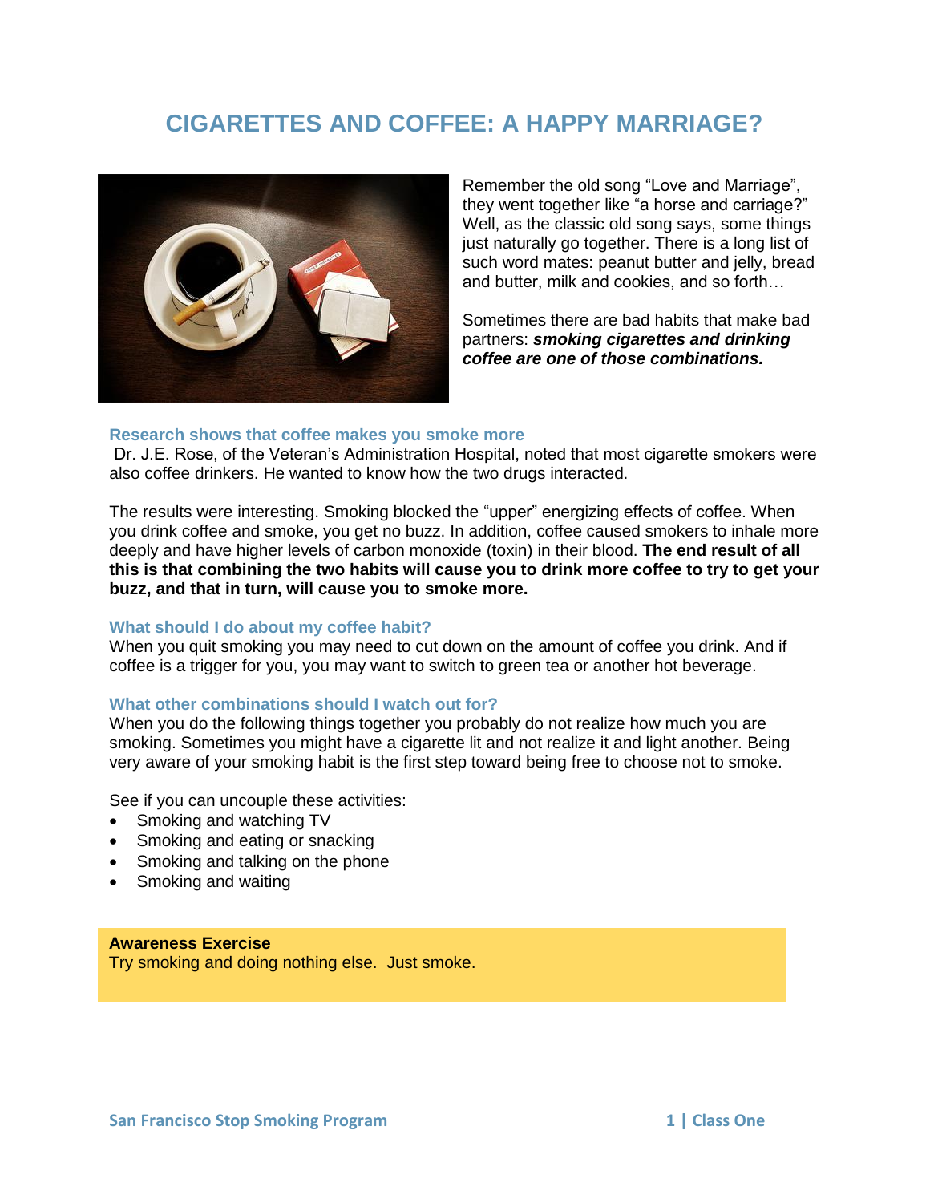# CIGARETTES AND COFFEE: A HAPPY MARRIAGE?

Remember the old song "Love and Marriage", they went together like "a horse and carriage?" Well, as the classic old song says, some things just naturally go together. There is a long list of such word mates: peanut butter and jelly, bread and butter, milk and cookies, and so forth…

Sometimes there are bad habits that make bad partners: ***smoking cigarettes and drinking coffee are one of those combinations.***

### Research shows that coffee makes you smoke more

Dr. J.E. Rose, of the Veteran's Administration Hospital, noted that most cigarette smokers were also coffee drinkers. He wanted to know how the two drugs interacted.

The results were interesting. Smoking blocked the "upper" energizing effects of coffee. When you drink coffee and smoke, you get no buzz. In addition, coffee caused smokers to inhale more deeply and have higher levels of carbon monoxide (toxin) in their blood. **The end result of all this is that combining the two habits will cause you to drink more coffee to try to get your buzz, and that in turn, will cause you to smoke more.**

### What should I do about my coffee habit?

When you quit smoking you may need to cut down on the amount of coffee you drink. And if coffee is a trigger for you, you may want to switch to green tea or another hot beverage.

### What other combinations should I watch out for?

When you do the following things together you probably do not realize how much you are smoking. Sometimes you might have a cigarette lit and not realize it and light another. Being very aware of your smoking habit is the first step toward being free to choose not to smoke.

See if you can uncouple these activities:

- Smoking and watching TV
- Smoking and eating or snacking
- Smoking and talking on the phone
- Smoking and waiting

**Awareness Exercise**
Try smoking and doing nothing else. Just smoke.